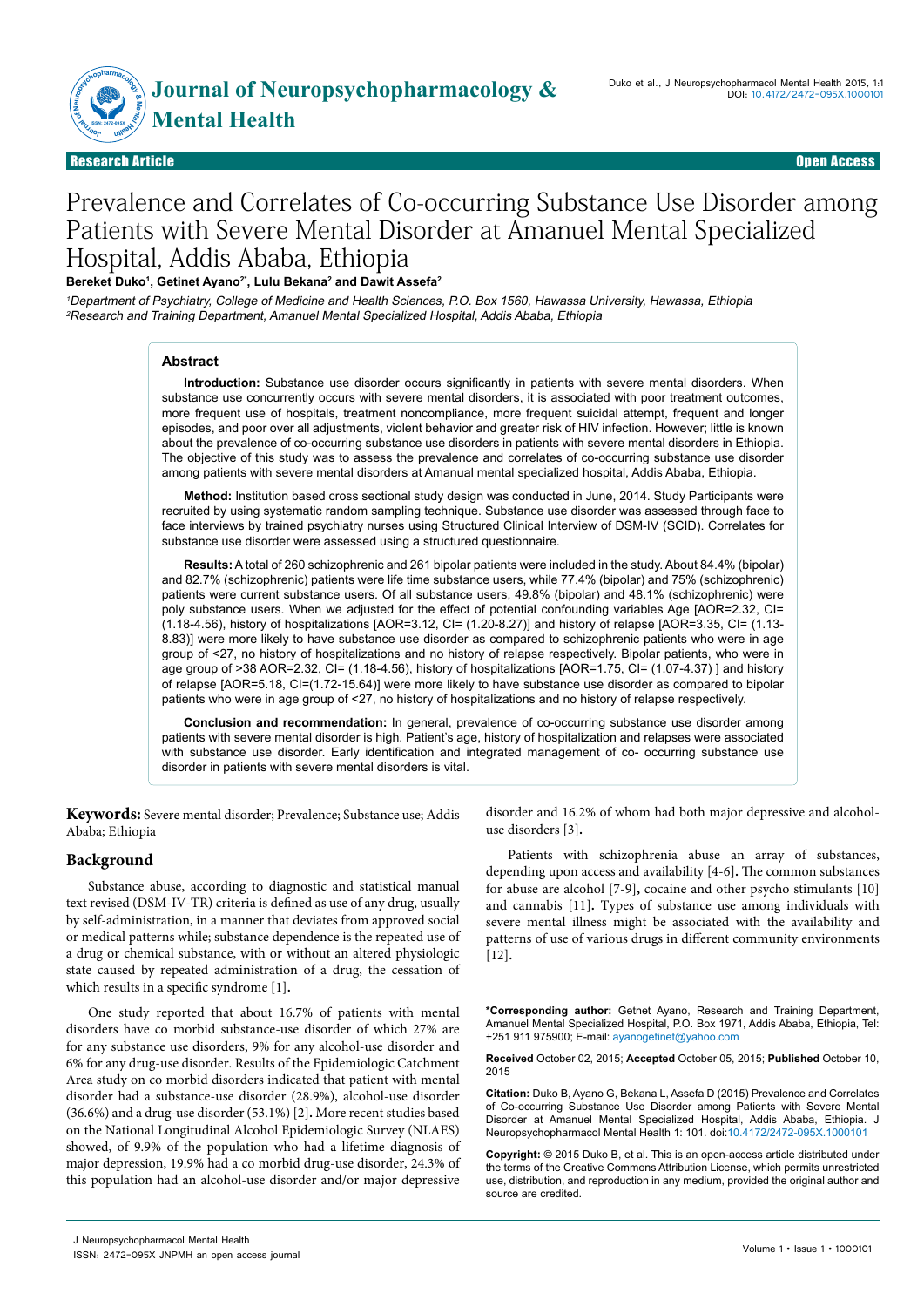Research Article — Open Access

# Prevalence and Correlates of Co-occurring Substance Use Disorder among Patients with Severe Mental Disorder at Amanuel Mental Specialized Hospital, Addis Ababa, Ethiopia

**Bereket Duko[1], Getinet Ayano[2*], Lulu Bekana[2] and Dawit Assefa[2]**

[1]*Department of Psychiatry, College of Medicine and Health Sciences, P.O. Box 1560, Hawassa University, Hawassa, Ethiopia*
[2]*Research and Training Department, Amanuel Mental Specialized Hospital, Addis Ababa, Ethiopia*

## Abstract

**Introduction:** Substance use disorder occurs significantly in patients with severe mental disorders. When substance use concurrently occurs with severe mental disorders, it is associated with poor treatment outcomes, more frequent use of hospitals, treatment noncompliance, more frequent suicidal attempt, frequent and longer episodes, and poor over all adjustments, violent behavior and greater risk of HIV infection. However; little is known about the prevalence of co-occurring substance use disorders in patients with severe mental disorders in Ethiopia. The objective of this study was to assess the prevalence and correlates of co-occurring substance use disorder among patients with severe mental disorders at Amanual mental specialized hospital, Addis Ababa, Ethiopia.

**Method:** Institution based cross sectional study design was conducted in June, 2014. Study Participants were recruited by using systematic random sampling technique. Substance use disorder was assessed through face to face interviews by trained psychiatry nurses using Structured Clinical Interview of DSM-IV (SCID). Correlates for substance use disorder were assessed using a structured questionnaire.

**Results:** A total of 260 schizophrenic and 261 bipolar patients were included in the study. About 84.4% (bipolar) and 82.7% (schizophrenic) patients were life time substance users, while 77.4% (bipolar) and 75% (schizophrenic) patients were current substance users. Of all substance users, 49.8% (bipolar) and 48.1% (schizophrenic) were poly substance users. When we adjusted for the effect of potential confounding variables Age [AOR=2.32, CI= (1.18-4.56), history of hospitalizations [AOR=3.12, CI= (1.20-8.27)] and history of relapse [AOR=3.35, CI= (1.13-8.83)] were more likely to have substance use disorder as compared to schizophrenic patients who were in age group of <27, no history of hospitalizations and no history of relapse respectively. Bipolar patients, who were in age group of >38 AOR=2.32, CI= (1.18-4.56), history of hospitalizations [AOR=1.75, CI= (1.07-4.37) ] and history of relapse [AOR=5.18, CI=(1.72-15.64)] were more likely to have substance use disorder as compared to bipolar patients who were in age group of <27, no history of hospitalizations and no history of relapse respectively.

**Conclusion and recommendation:** In general, prevalence of co-occurring substance use disorder among patients with severe mental disorder is high. Patient's age, history of hospitalization and relapses were associated with substance use disorder. Early identification and integrated management of co- occurring substance use disorder in patients with severe mental disorders is vital.

**Keywords:** Severe mental disorder; Prevalence; Substance use; Addis Ababa; Ethiopia

## Background

Substance abuse, according to diagnostic and statistical manual text revised (DSM-IV-TR) criteria is defined as use of any drug, usually by self-administration, in a manner that deviates from approved social or medical patterns while; substance dependence is the repeated use of a drug or chemical substance, with or without an altered physiologic state caused by repeated administration of a drug, the cessation of which results in a specific syndrome [1].

One study reported that about 16.7% of patients with mental disorders have co morbid substance-use disorder of which 27% are for any substance use disorders, 9% for any alcohol-use disorder and 6% for any drug-use disorder. Results of the Epidemiologic Catchment Area study on co morbid disorders indicated that patient with mental disorder had a substance-use disorder (28.9%), alcohol-use disorder (36.6%) and a drug-use disorder (53.1%) [2]. More recent studies based on the National Longitudinal Alcohol Epidemiologic Survey (NLAES) showed, of 9.9% of the population who had a lifetime diagnosis of major depression, 19.9% had a co morbid drug-use disorder, 24.3% of this population had an alcohol-use disorder and/or major depressive disorder and 16.2% of whom had both major depressive and alcohol-use disorders [3].

Patients with schizophrenia abuse an array of substances, depending upon access and availability [4-6]. The common substances for abuse are alcohol [7-9], cocaine and other psycho stimulants [10] and cannabis [11]. Types of substance use among individuals with severe mental illness might be associated with the availability and patterns of use of various drugs in different community environments [12].

**\*Corresponding author:** Getnet Ayano, Research and Training Department, Amanuel Mental Specialized Hospital, P.O. Box 1971, Addis Ababa, Ethiopia, Tel: +251 911 975900; E-mail: ayanogetinet@yahoo.com

**Received** October 02, 2015; **Accepted** October 05, 2015; **Published** October 10, 2015

**Citation:** Duko B, Ayano G, Bekana L, Assefa D (2015) Prevalence and Correlates of Co-occurring Substance Use Disorder among Patients with Severe Mental Disorder at Amanuel Mental Specialized Hospital, Addis Ababa, Ethiopia. J Neuropsychopharmacol Mental Health 1: 101. doi:10.4172/2472-095X.1000101

**Copyright:** © 2015 Duko B, et al. This is an open-access article distributed under the terms of the Creative Commons Attribution License, which permits unrestricted use, distribution, and reproduction in any medium, provided the original author and source are credited.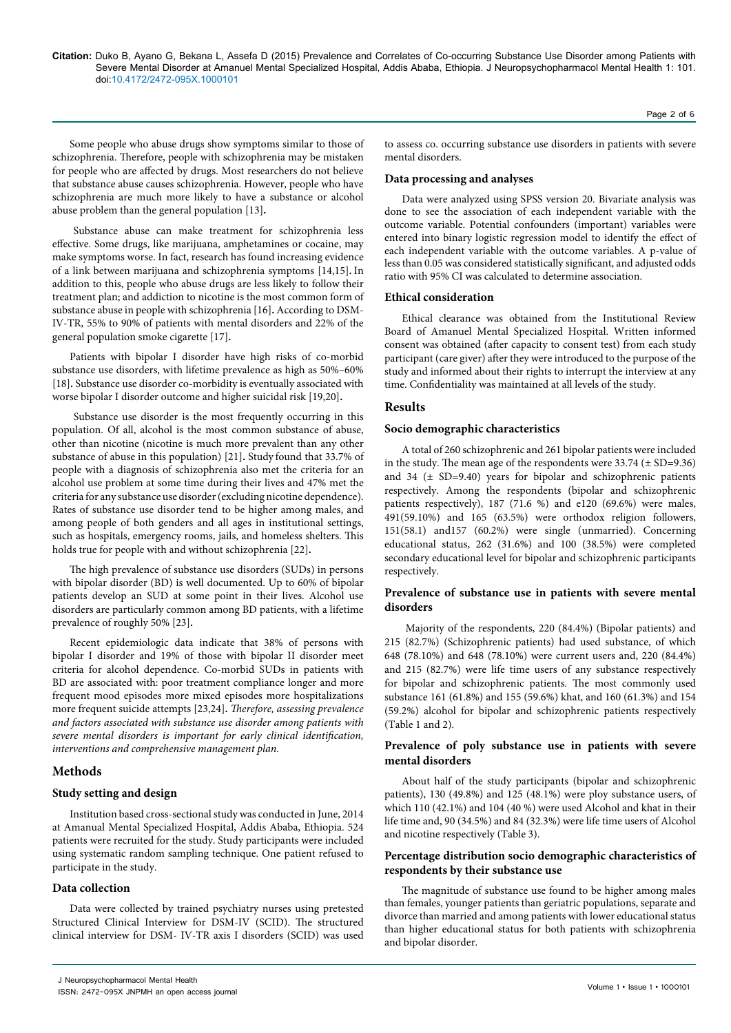Some people who abuse drugs show symptoms similar to those of schizophrenia. Therefore, people with schizophrenia may be mistaken for people who are affected by drugs. Most researchers do not believe that substance abuse causes schizophrenia. However, people who have schizophrenia are much more likely to have a substance or alcohol abuse problem than the general population [13].

Substance abuse can make treatment for schizophrenia less effective. Some drugs, like marijuana, amphetamines or cocaine, may make symptoms worse. In fact, research has found increasing evidence of a link between marijuana and schizophrenia symptoms [14,15]. In addition to this, people who abuse drugs are less likely to follow their treatment plan; and addiction to nicotine is the most common form of substance abuse in people with schizophrenia [16]. According to DSM-IV-TR, 55% to 90% of patients with mental disorders and 22% of the general population smoke cigarette [17].

Patients with bipolar I disorder have high risks of co-morbid substance use disorders, with lifetime prevalence as high as 50%–60% [18]. Substance use disorder co-morbidity is eventually associated with worse bipolar I disorder outcome and higher suicidal risk [19,20].

Substance use disorder is the most frequently occurring in this population. Of all, alcohol is the most common substance of abuse, other than nicotine (nicotine is much more prevalent than any other substance of abuse in this population) [21]. Study found that 33.7% of people with a diagnosis of schizophrenia also met the criteria for an alcohol use problem at some time during their lives and 47% met the criteria for any substance use disorder (excluding nicotine dependence). Rates of substance use disorder tend to be higher among males, and among people of both genders and all ages in institutional settings, such as hospitals, emergency rooms, jails, and homeless shelters. This holds true for people with and without schizophrenia [22].

The high prevalence of substance use disorders (SUDs) in persons with bipolar disorder (BD) is well documented. Up to 60% of bipolar patients develop an SUD at some point in their lives. Alcohol use disorders are particularly common among BD patients, with a lifetime prevalence of roughly 50% [23].

Recent epidemiologic data indicate that 38% of persons with bipolar I disorder and 19% of those with bipolar II disorder meet criteria for alcohol dependence. Co-morbid SUDs in patients with BD are associated with: poor treatment compliance longer and more frequent mood episodes more mixed episodes more hospitalizations more frequent suicide attempts [23,24]. *Therefore, assessing prevalence and factors associated with substance use disorder among patients with severe mental disorders is important for early clinical identification, interventions and comprehensive management plan.*

## Methods

### Study setting and design

Institution based cross-sectional study was conducted in June, 2014 at Amanual Mental Specialized Hospital, Addis Ababa, Ethiopia. 524 patients were recruited for the study. Study participants were included using systematic random sampling technique. One patient refused to participate in the study.

### Data collection

Data were collected by trained psychiatry nurses using pretested Structured Clinical Interview for DSM-IV (SCID). The structured clinical interview for DSM- IV-TR axis I disorders (SCID) was used to assess co. occurring substance use disorders in patients with severe mental disorders.

### Data processing and analyses

Data were analyzed using SPSS version 20. Bivariate analysis was done to see the association of each independent variable with the outcome variable. Potential confounders (important) variables were entered into binary logistic regression model to identify the effect of each independent variable with the outcome variables. A p-value of less than 0.05 was considered statistically significant, and adjusted odds ratio with 95% CI was calculated to determine association.

### Ethical consideration

Ethical clearance was obtained from the Institutional Review Board of Amanuel Mental Specialized Hospital. Written informed consent was obtained (after capacity to consent test) from each study participant (care giver) after they were introduced to the purpose of the study and informed about their rights to interrupt the interview at any time. Confidentiality was maintained at all levels of the study.

## Results

### Socio demographic characteristics

A total of 260 schizophrenic and 261 bipolar patients were included in the study. The mean age of the respondents were 33.74 (± SD=9.36) and 34 (± SD=9.40) years for bipolar and schizophrenic patients respectively. Among the respondents (bipolar and schizophrenic patients respectively), 187 (71.6 %) and e120 (69.6%) were males, 491(59.10%) and 165 (63.5%) were orthodox religion followers, 151(58.1) and157 (60.2%) were single (unmarried). Concerning educational status, 262 (31.6%) and 100 (38.5%) were completed secondary educational level for bipolar and schizophrenic participants respectively.

### Prevalence of substance use in patients with severe mental disorders

Majority of the respondents, 220 (84.4%) (Bipolar patients) and 215 (82.7%) (Schizophrenic patients) had used substance, of which 648 (78.10%) and 648 (78.10%) were current users and, 220 (84.4%) and 215 (82.7%) were life time users of any substance respectively for bipolar and schizophrenic patients. The most commonly used substance 161 (61.8%) and 155 (59.6%) khat, and 160 (61.3%) and 154 (59.2%) alcohol for bipolar and schizophrenic patients respectively (Table 1 and 2).

### Prevalence of poly substance use in patients with severe mental disorders

About half of the study participants (bipolar and schizophrenic patients), 130 (49.8%) and 125 (48.1%) were ploy substance users, of which 110 (42.1%) and 104 (40 %) were used Alcohol and khat in their life time and, 90 (34.5%) and 84 (32.3%) were life time users of Alcohol and nicotine respectively (Table 3).

### Percentage distribution socio demographic characteristics of respondents by their substance use

The magnitude of substance use found to be higher among males than females, younger patients than geriatric populations, separate and divorce than married and among patients with lower educational status than higher educational status for both patients with schizophrenia and bipolar disorder.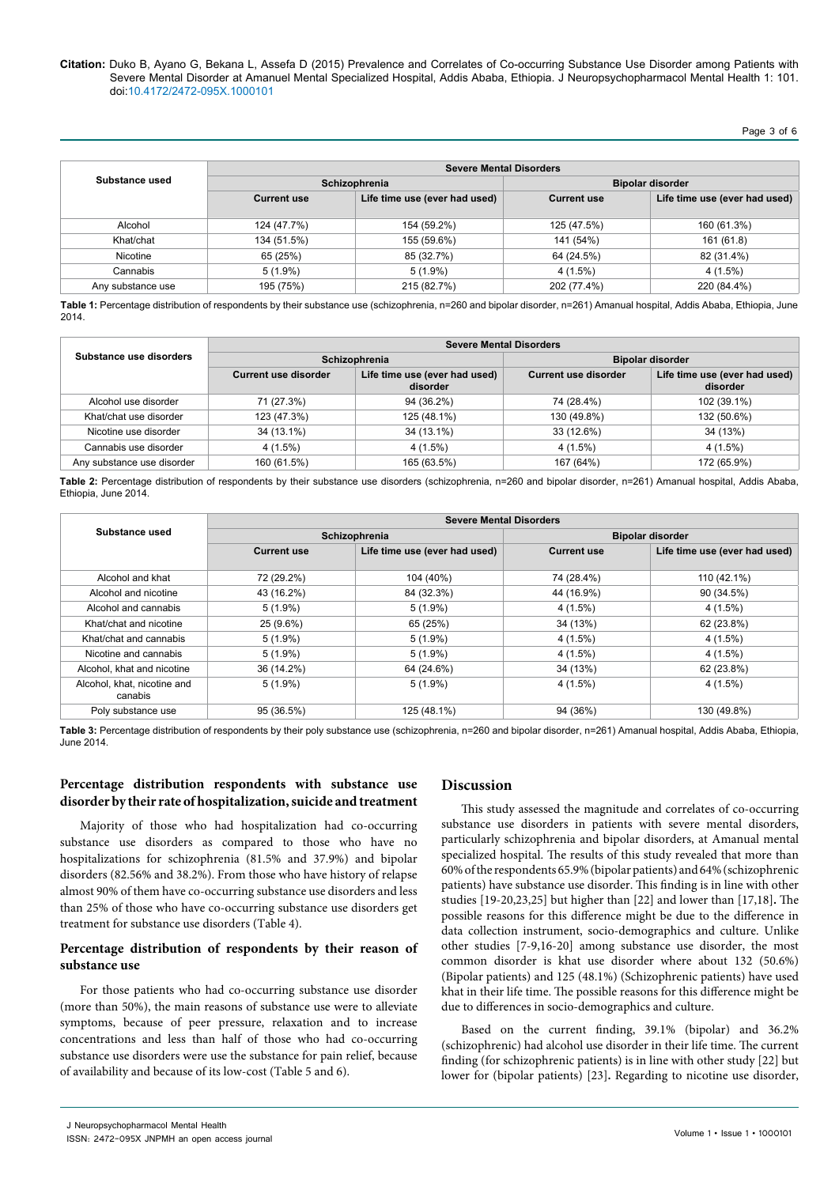| Substance used | Severe Mental Disorders | | | |
|---|---|---|---|---|
| | Schizophrenia | | Bipolar disorder | |
| | Current use | Life time use (ever had used) | Current use | Life time use (ever had used) |
| Alcohol | 124 (47.7%) | 154 (59.2%) | 125 (47.5%) | 160 (61.3%) |
| Khat/chat | 134 (51.5%) | 155 (59.6%) | 141 (54%) | 161 (61.8) |
| Nicotine | 65 (25%) | 85 (32.7%) | 64 (24.5%) | 82 (31.4%) |
| Cannabis | 5 (1.9%) | 5 (1.9%) | 4 (1.5%) | 4 (1.5%) |
| Any substance use | 195 (75%) | 215 (82.7%) | 202 (77.4%) | 220 (84.4%) |

**Table 1:** Percentage distribution of respondents by their substance use (schizophrenia, n=260 and bipolar disorder, n=261) Amanual hospital, Addis Ababa, Ethiopia, June 2014.

| Substance use disorders | Severe Mental Disorders | | | |
|---|---|---|---|---|
| | Schizophrenia | | Bipolar disorder | |
| | Current use disorder | Life time use (ever had used) disorder | Current use disorder | Life time use (ever had used) disorder |
| Alcohol use disorder | 71 (27.3%) | 94 (36.2%) | 74 (28.4%) | 102 (39.1%) |
| Khat/chat use disorder | 123 (47.3%) | 125 (48.1%) | 130 (49.8%) | 132 (50.6%) |
| Nicotine use disorder | 34 (13.1%) | 34 (13.1%) | 33 (12.6%) | 34 (13%) |
| Cannabis use disorder | 4 (1.5%) | 4 (1.5%) | 4 (1.5%) | 4 (1.5%) |
| Any substance use disorder | 160 (61.5%) | 165 (63.5%) | 167 (64%) | 172 (65.9%) |

**Table 2:** Percentage distribution of respondents by their substance use disorders (schizophrenia, n=260 and bipolar disorder, n=261) Amanual hospital, Addis Ababa, Ethiopia, June 2014.

| Substance used | Severe Mental Disorders | | | |
|---|---|---|---|---|
| | Schizophrenia | | Bipolar disorder | |
| | Current use | Life time use (ever had used) | Current use | Life time use (ever had used) |
| Alcohol and khat | 72 (29.2%) | 104 (40%) | 74 (28.4%) | 110 (42.1%) |
| Alcohol and nicotine | 43 (16.2%) | 84 (32.3%) | 44 (16.9%) | 90 (34.5%) |
| Alcohol and cannabis | 5 (1.9%) | 5 (1.9%) | 4 (1.5%) | 4 (1.5%) |
| Khat/chat and nicotine | 25 (9.6%) | 65 (25%) | 34 (13%) | 62 (23.8%) |
| Khat/chat and cannabis | 5 (1.9%) | 5 (1.9%) | 4 (1.5%) | 4 (1.5%) |
| Nicotine and cannabis | 5 (1.9%) | 5 (1.9%) | 4 (1.5%) | 4 (1.5%) |
| Alcohol, khat and nicotine | 36 (14.2%) | 64 (24.6%) | 34 (13%) | 62 (23.8%) |
| Alcohol, khat, nicotine and canabis | 5 (1.9%) | 5 (1.9%) | 4 (1.5%) | 4 (1.5%) |
| Poly substance use | 95 (36.5%) | 125 (48.1%) | 94 (36%) | 130 (49.8%) |

**Table 3:** Percentage distribution of respondents by their poly substance use (schizophrenia, n=260 and bipolar disorder, n=261) Amanual hospital, Addis Ababa, Ethiopia, June 2014.

### Percentage distribution respondents with substance use disorder by their rate of hospitalization, suicide and treatment

Majority of those who had hospitalization had co-occurring substance use disorders as compared to those who have no hospitalizations for schizophrenia (81.5% and 37.9%) and bipolar disorders (82.56% and 38.2%). From those who have history of relapse almost 90% of them have co-occurring substance use disorders and less than 25% of those who have co-occurring substance use disorders get treatment for substance use disorders (Table 4).

### Percentage distribution of respondents by their reason of substance use

For those patients who had co-occurring substance use disorder (more than 50%), the main reasons of substance use were to alleviate symptoms, because of peer pressure, relaxation and to increase concentrations and less than half of those who had co-occurring substance use disorders were use the substance for pain relief, because of availability and because of its low-cost (Table 5 and 6).

## Discussion

This study assessed the magnitude and correlates of co-occurring substance use disorders in patients with severe mental disorders, particularly schizophrenia and bipolar disorders, at Amanual mental specialized hospital. The results of this study revealed that more than 60% of the respondents 65.9% (bipolar patients) and 64% (schizophrenic patients) have substance use disorder. This finding is in line with other studies [19-20,23,25] but higher than [22] and lower than [17,18]. The possible reasons for this difference might be due to the difference in data collection instrument, socio-demographics and culture. Unlike other studies [7-9,16-20] among substance use disorder, the most common disorder is khat use disorder where about 132 (50.6%) (Bipolar patients) and 125 (48.1%) (Schizophrenic patients) have used khat in their life time. The possible reasons for this difference might be due to differences in socio-demographics and culture.

Based on the current finding, 39.1% (bipolar) and 36.2% (schizophrenic) had alcohol use disorder in their life time. The current finding (for schizophrenic patients) is in line with other study [22] but lower for (bipolar patients) [23]. Regarding to nicotine use disorder,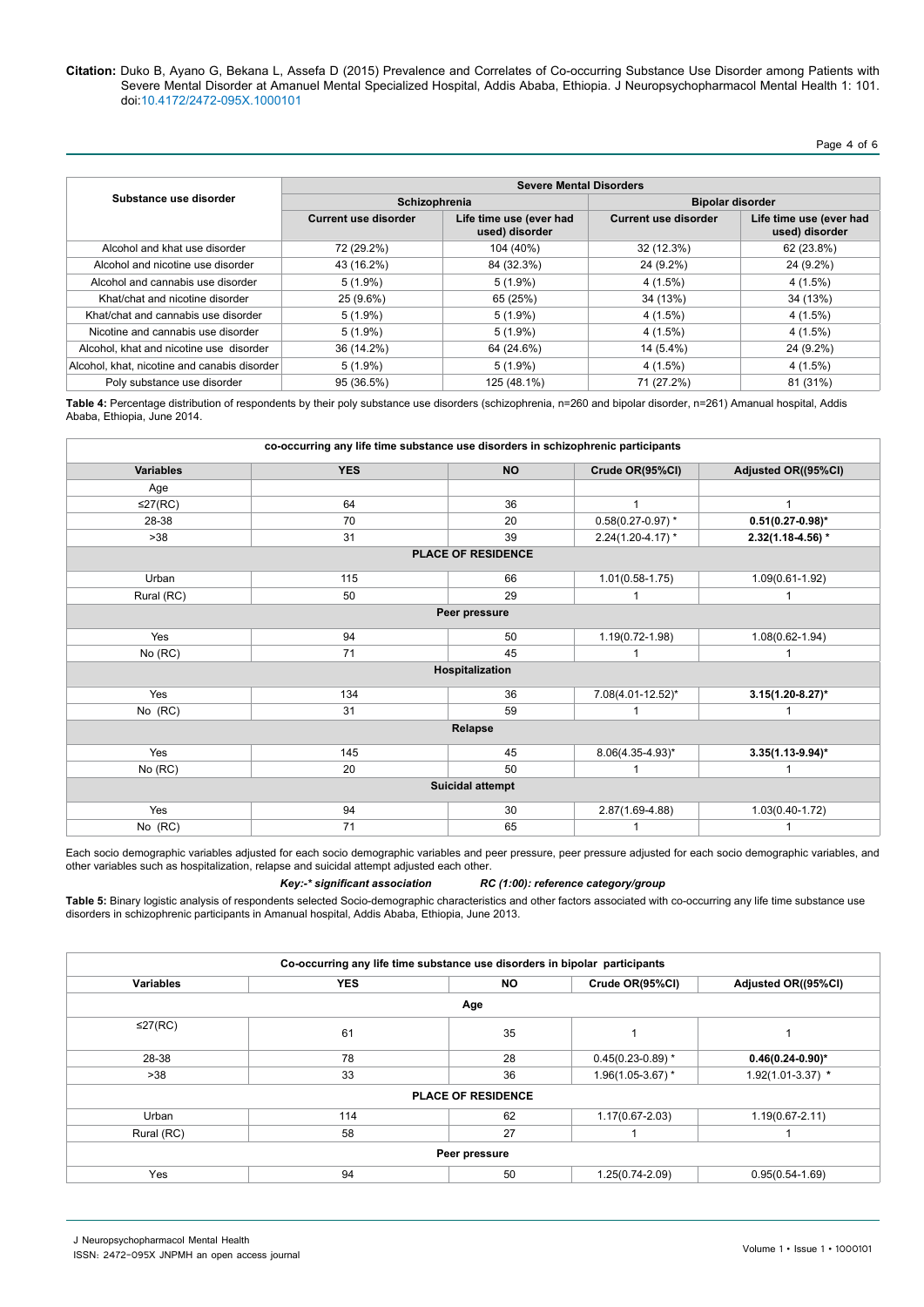| Substance use disorder | Severe Mental Disorders | | | |
|---|---|---|---|---|
| | Schizophrenia | | Bipolar disorder | |
| | Current use disorder | Life time use (ever had used) disorder | Current use disorder | Life time use (ever had used) disorder |
| Alcohol and khat use disorder | 72 (29.2%) | 104 (40%) | 32 (12.3%) | 62 (23.8%) |
| Alcohol and nicotine use disorder | 43 (16.2%) | 84 (32.3%) | 24 (9.2%) | 24 (9.2%) |
| Alcohol and cannabis use disorder | 5 (1.9%) | 5 (1.9%) | 4 (1.5%) | 4 (1.5%) |
| Khat/chat and nicotine disorder | 25 (9.6%) | 65 (25%) | 34 (13%) | 34 (13%) |
| Khat/chat and cannabis use disorder | 5 (1.9%) | 5 (1.9%) | 4 (1.5%) | 4 (1.5%) |
| Nicotine and cannabis use disorder | 5 (1.9%) | 5 (1.9%) | 4 (1.5%) | 4 (1.5%) |
| Alcohol, khat and nicotine use disorder | 36 (14.2%) | 64 (24.6%) | 14 (5.4%) | 24 (9.2%) |
| Alcohol, khat, nicotine and canabis disorder | 5 (1.9%) | 5 (1.9%) | 4 (1.5%) | 4 (1.5%) |
| Poly substance use disorder | 95 (36.5%) | 125 (48.1%) | 71 (27.2%) | 81 (31%) |

**Table 4:** Percentage distribution of respondents by their poly substance use disorders (schizophrenia, n=260 and bipolar disorder, n=261) Amanual hospital, Addis Ababa, Ethiopia, June 2014.

| co-occurring any life time substance use disorders in schizophrenic participants | | | | |
|---|---|---|---|---|
| **Variables** | **YES** | **NO** | **Crude OR(95%CI)** | **Adjusted OR((95%CI)** |
| Age | | | | |
| ≤27(RC) | 64 | 36 | 1 | 1 |
| 28-38 | 70 | 20 | 0.58(0.27-0.97) * | **0.51(0.27-0.98)*** |
| >38 | 31 | 39 | 2.24(1.20-4.17) * | **2.32(1.18-4.56) *** |
| **PLACE OF RESIDENCE** | | | | |
| Urban | 115 | 66 | 1.01(0.58-1.75) | 1.09(0.61-1.92) |
| Rural (RC) | 50 | 29 | 1 | 1 |
| **Peer pressure** | | | | |
| Yes | 94 | 50 | 1.19(0.72-1.98) | 1.08(0.62-1.94) |
| No (RC) | 71 | 45 | 1 | 1 |
| **Hospitalization** | | | | |
| Yes | 134 | 36 | 7.08(4.01-12.52)* | **3.15(1.20-8.27)*** |
| No (RC) | 31 | 59 | 1 | 1 |
| **Relapse** | | | | |
| Yes | 145 | 45 | 8.06(4.35-4.93)* | **3.35(1.13-9.94)*** |
| No (RC) | 20 | 50 | 1 | 1 |
| **Suicidal attempt** | | | | |
| Yes | 94 | 30 | 2.87(1.69-4.88) | 1.03(0.40-1.72) |
| No (RC) | 71 | 65 | 1 | 1 |

Each socio demographic variables adjusted for each socio demographic variables and peer pressure, peer pressure adjusted for each socio demographic variables, and other variables such as hospitalization, relapse and suicidal attempt adjusted each other.

*Key:-\* significant association* *RC (1:00): reference category/group*

**Table 5:** Binary logistic analysis of respondents selected Socio-demographic characteristics and other factors associated with co-occurring any life time substance use disorders in schizophrenic participants in Amanual hospital, Addis Ababa, Ethiopia, June 2013.

| Co-occurring any life time substance use disorders in bipolar participants | | | | |
|---|---|---|---|---|
| **Variables** | **YES** | **NO** | **Crude OR(95%CI)** | **Adjusted OR((95%CI)** |
| **Age** | | | | |
| ≤27(RC) | 61 | 35 | 1 | 1 |
| 28-38 | 78 | 28 | 0.45(0.23-0.89) * | **0.46(0.24-0.90)*** |
| >38 | 33 | 36 | 1.96(1.05-3.67) * | 1.92(1.01-3.37) * |
| **PLACE OF RESIDENCE** | | | | |
| Urban | 114 | 62 | 1.17(0.67-2.03) | 1.19(0.67-2.11) |
| Rural (RC) | 58 | 27 | 1 | 1 |
| **Peer pressure** | | | | |
| Yes | 94 | 50 | 1.25(0.74-2.09) | 0.95(0.54-1.69) |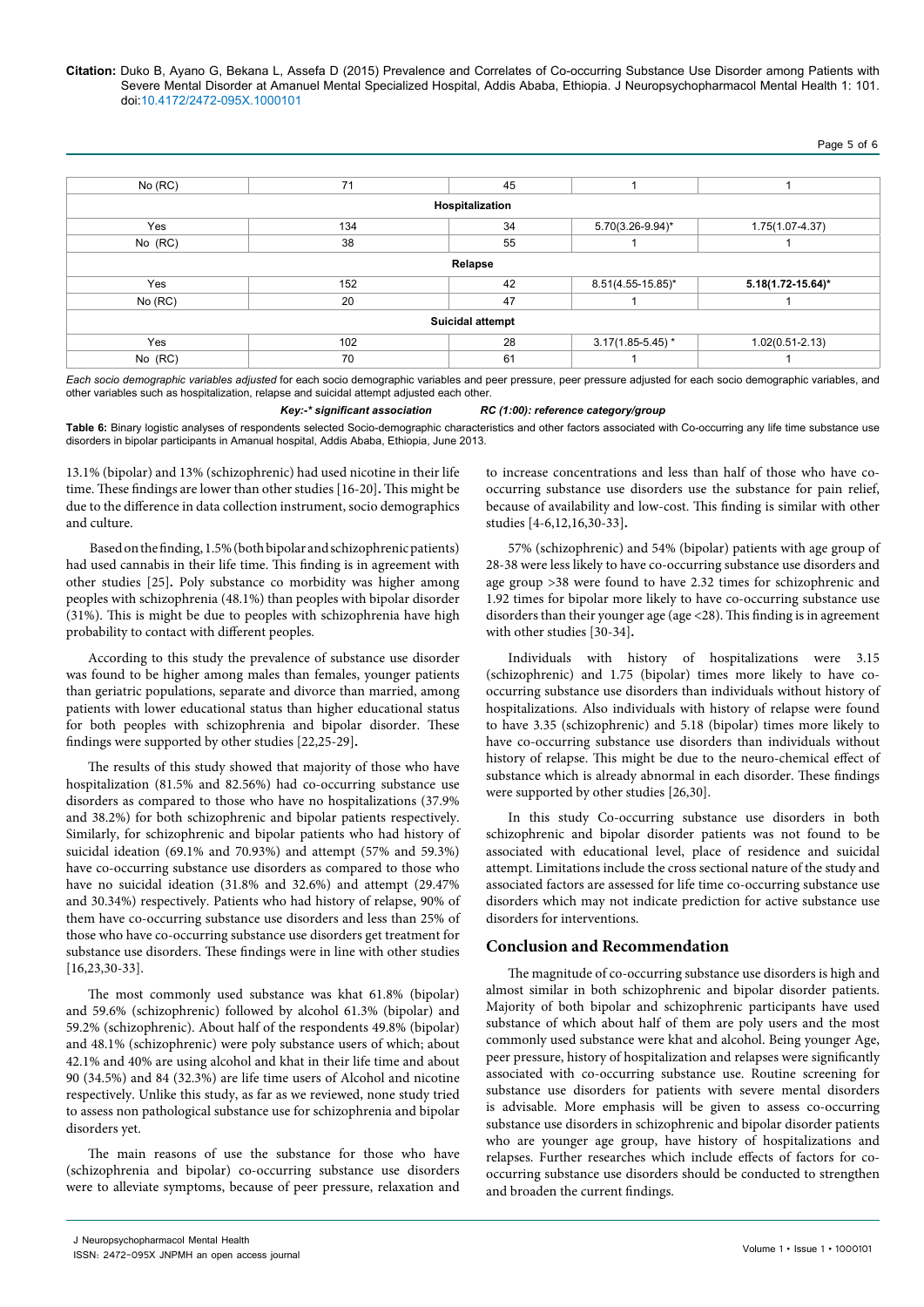| | | | | |
|---|---|---|---|---|
| No (RC) | 71 | 45 | 1 | 1 |
| **Hospitalization** | | | | |
| Yes | 134 | 34 | 5.70(3.26-9.94)* | 1.75(1.07-4.37) |
| No (RC) | 38 | 55 | 1 | 1 |
| **Relapse** | | | | |
| Yes | 152 | 42 | 8.51(4.55-15.85)* | **5.18(1.72-15.64)*** |
| No (RC) | 20 | 47 | 1 | 1 |
| **Suicidal attempt** | | | | |
| Yes | 102 | 28 | 3.17(1.85-5.45) * | 1.02(0.51-2.13) |
| No (RC) | 70 | 61 | 1 | 1 |

*Each socio demographic variables adjusted* for each socio demographic variables and peer pressure, peer pressure adjusted for each socio demographic variables, and other variables such as hospitalization, relapse and suicidal attempt adjusted each other.

***Key:-* significant association*** ***RC (1:00): reference category/group***

**Table 6:** Binary logistic analyses of respondents selected Socio-demographic characteristics and other factors associated with Co-occurring any life time substance use disorders in bipolar participants in Amanual hospital, Addis Ababa, Ethiopia, June 2013.

13.1% (bipolar) and 13% (schizophrenic) had used nicotine in their life time. These findings are lower than other studies [16-20]. This might be due to the difference in data collection instrument, socio demographics and culture.

Based on the finding, 1.5% (both bipolar and schizophrenic patients) had used cannabis in their life time. This finding is in agreement with other studies [25]. Poly substance co morbidity was higher among peoples with schizophrenia (48.1%) than peoples with bipolar disorder (31%). This is might be due to peoples with schizophrenia have high probability to contact with different peoples.

According to this study the prevalence of substance use disorder was found to be higher among males than females, younger patients than geriatric populations, separate and divorce than married, among patients with lower educational status than higher educational status for both peoples with schizophrenia and bipolar disorder. These findings were supported by other studies [22,25-29].

The results of this study showed that majority of those who have hospitalization (81.5% and 82.56%) had co-occurring substance use disorders as compared to those who have no hospitalizations (37.9% and 38.2%) for both schizophrenic and bipolar patients respectively. Similarly, for schizophrenic and bipolar patients who had history of suicidal ideation (69.1% and 70.93%) and attempt (57% and 59.3%) have co-occurring substance use disorders as compared to those who have no suicidal ideation (31.8% and 32.6%) and attempt (29.47% and 30.34%) respectively. Patients who had history of relapse, 90% of them have co-occurring substance use disorders and less than 25% of those who have co-occurring substance use disorders get treatment for substance use disorders. These findings were in line with other studies [16,23,30-33].

The most commonly used substance was khat 61.8% (bipolar) and 59.6% (schizophrenic) followed by alcohol 61.3% (bipolar) and 59.2% (schizophrenic). About half of the respondents 49.8% (bipolar) and 48.1% (schizophrenic) were poly substance users of which; about 42.1% and 40% are using alcohol and khat in their life time and about 90 (34.5%) and 84 (32.3%) are life time users of Alcohol and nicotine respectively. Unlike this study, as far as we reviewed, none study tried to assess non pathological substance use for schizophrenia and bipolar disorders yet.

The main reasons of use the substance for those who have (schizophrenia and bipolar) co-occurring substance use disorders were to alleviate symptoms, because of peer pressure, relaxation and to increase concentrations and less than half of those who have co-occurring substance use disorders use the substance for pain relief, because of availability and low-cost. This finding is similar with other studies [4-6,12,16,30-33].

57% (schizophrenic) and 54% (bipolar) patients with age group of 28-38 were less likely to have co-occurring substance use disorders and age group >38 were found to have 2.32 times for schizophrenic and 1.92 times for bipolar more likely to have co-occurring substance use disorders than their younger age (age <28). This finding is in agreement with other studies [30-34].

Individuals with history of hospitalizations were 3.15 (schizophrenic) and 1.75 (bipolar) times more likely to have co-occurring substance use disorders than individuals without history of hospitalizations. Also individuals with history of relapse were found to have 3.35 (schizophrenic) and 5.18 (bipolar) times more likely to have co-occurring substance use disorders than individuals without history of relapse. This might be due to the neuro-chemical effect of substance which is already abnormal in each disorder. These findings were supported by other studies [26,30].

In this study Co-occurring substance use disorders in both schizophrenic and bipolar disorder patients was not found to be associated with educational level, place of residence and suicidal attempt. Limitations include the cross sectional nature of the study and associated factors are assessed for life time co-occurring substance use disorders which may not indicate prediction for active substance use disorders for interventions.

## Conclusion and Recommendation

The magnitude of co-occurring substance use disorders is high and almost similar in both schizophrenic and bipolar disorder patients. Majority of both bipolar and schizophrenic participants have used substance of which about half of them are poly users and the most commonly used substance were khat and alcohol. Being younger Age, peer pressure, history of hospitalization and relapses were significantly associated with co-occurring substance use. Routine screening for substance use disorders for patients with severe mental disorders is advisable. More emphasis will be given to assess co-occurring substance use disorders in schizophrenic and bipolar disorder patients who are younger age group, have history of hospitalizations and relapses. Further researches which include effects of factors for co-occurring substance use disorders should be conducted to strengthen and broaden the current findings.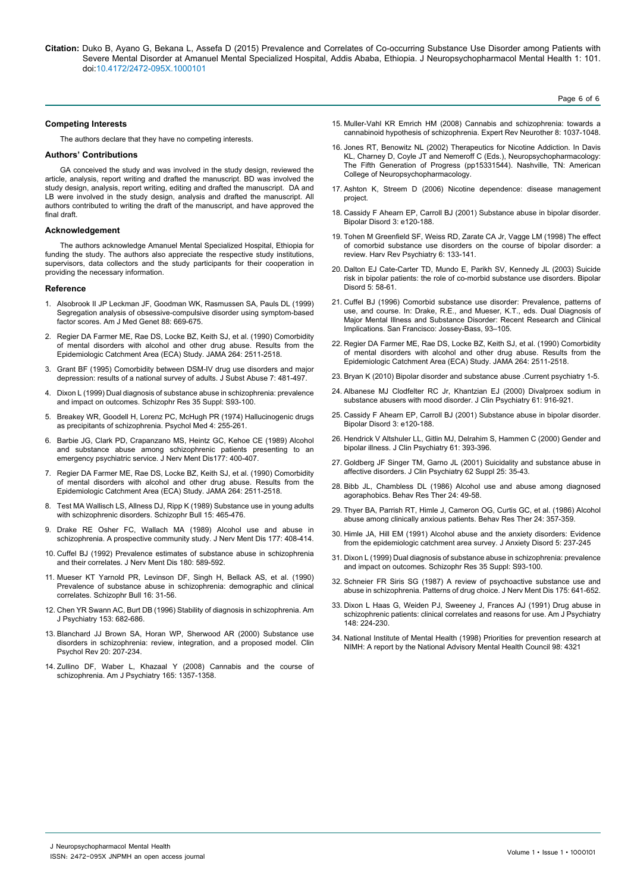## Competing Interests

The authors declare that they have no competing interests.

## Authors' Contributions

GA conceived the study and was involved in the study design, reviewed the article, analysis, report writing and drafted the manuscript. BD was involved the study design, analysis, report writing, editing and drafted the manuscript. DA and LB were involved in the study design, analysis and drafted the manuscript. All authors contributed to writing the draft of the manuscript, and have approved the final draft.

## Acknowledgement

The authors acknowledge Amanuel Mental Specialized Hospital, Ethiopia for funding the study. The authors also appreciate the respective study institutions, supervisors, data collectors and the study participants for their cooperation in providing the necessary information.

## Reference

1. Alsobrook II JP Leckman JF, Goodman WK, Rasmussen SA, Pauls DL (1999) Segregation analysis of obsessive-compulsive disorder using symptom-based factor scores. Am J Med Genet 88: 669-675.
2. Regier DA Farmer ME, Rae DS, Locke BZ, Keith SJ, et al. (1990) Comorbidity of mental disorders with alcohol and other drug abuse. Results from the Epidemiologic Catchment Area (ECA) Study. JAMA 264: 2511-2518.
3. Grant BF (1995) Comorbidity between DSM-IV drug use disorders and major depression: results of a national survey of adults. J Subst Abuse 7: 481-497.
4. Dixon L (1999) Dual diagnosis of substance abuse in schizophrenia: prevalence and impact on outcomes. Schizophr Res 35 Suppl: S93-100.
5. Breakey WR, Goodell H, Lorenz PC, McHugh PR (1974) Hallucinogenic drugs as precipitants of schizophrenia. Psychol Med 4: 255-261.
6. Barbie JG, Clark PD, Crapanzano MS, Heintz GC, Kehoe CE (1989) Alcohol and substance abuse among schizophrenic patients presenting to an emergency psychiatric service. J Nerv Ment Dis177: 400-407.
7. Regier DA Farmer ME, Rae DS, Locke BZ, Keith SJ, et al. (1990) Comorbidity of mental disorders with alcohol and other drug abuse. Results from the Epidemiologic Catchment Area (ECA) Study. JAMA 264: 2511-2518.
8. Test MA Wallisch LS, Allness DJ, Ripp K (1989) Substance use in young adults with schizophrenic disorders. Schizophr Bull 15: 465-476.
9. Drake RE Osher FC, Wallach MA (1989) Alcohol use and abuse in schizophrenia. A prospective community study. J Nerv Ment Dis 177: 408-414.
10. Cuffel BJ (1992) Prevalence estimates of substance abuse in schizophrenia and their correlates. J Nerv Ment Dis 180: 589-592.
11. Mueser KT Yarnold PR, Levinson DF, Singh H, Bellack AS, et al. (1990) Prevalence of substance abuse in schizophrenia: demographic and clinical correlates. Schizophr Bull 16: 31-56.
12. Chen YR Swann AC, Burt DB (1996) Stability of diagnosis in schizophrenia. Am J Psychiatry 153: 682-686.
13. Blanchard JJ Brown SA, Horan WP, Sherwood AR (2000) Substance use disorders in schizophrenia: review, integration, and a proposed model. Clin Psychol Rev 20: 207-234.
14. Zullino DF, Waber L, Khazaal Y (2008) Cannabis and the course of schizophrenia. Am J Psychiatry 165: 1357-1358.
15. Muller-Vahl KR Emrich HM (2008) Cannabis and schizophrenia: towards a cannabinoid hypothesis of schizophrenia. Expert Rev Neurother 8: 1037-1048.
16. Jones RT, Benowitz NL (2002) Therapeutics for Nicotine Addiction. In Davis KL, Charney D, Coyle JT and Nemeroff C (Eds.), Neuropsychopharmacology: The Fifth Generation of Progress (pp15331544). Nashville, TN: American College of Neuropsychopharmacology.
17. Ashton K, Streem D (2006) Nicotine dependence: disease management project.
18. Cassidy F Ahearn EP, Carroll BJ (2001) Substance abuse in bipolar disorder. Bipolar Disord 3: e120-188.
19. Tohen M Greenfield SF, Weiss RD, Zarate CA Jr, Vagge LM (1998) The effect of comorbid substance use disorders on the course of bipolar disorder: a review. Harv Rev Psychiatry 6: 133-141.
20. Dalton EJ Cate-Carter TD, Mundo E, Parikh SV, Kennedy JL (2003) Suicide risk in bipolar patients: the role of co-morbid substance use disorders. Bipolar Disord 5: 58-61.
21. Cuffel BJ (1996) Comorbid substance use disorder: Prevalence, patterns of use, and course. In: Drake, R.E., and Mueser, K.T., eds. Dual Diagnosis of Major Mental Illness and Substance Disorder: Recent Research and Clinical Implications. San Francisco: Jossey-Bass, 93–105.
22. Regier DA Farmer ME, Rae DS, Locke BZ, Keith SJ, et al. (1990) Comorbidity of mental disorders with alcohol and other drug abuse. Results from the Epidemiologic Catchment Area (ECA) Study. JAMA 264: 2511-2518.
23. Bryan K (2010) Bipolar disorder and substance abuse .Current psychiatry 1-5.
24. Albanese MJ Clodfelter RC Jr, Khantzian EJ (2000) Divalproex sodium in substance abusers with mood disorder. J Clin Psychiatry 61: 916-921.
25. Cassidy F Ahearn EP, Carroll BJ (2001) Substance abuse in bipolar disorder. Bipolar Disord 3: e120-188.
26. Hendrick V Altshuler LL, Gitlin MJ, Delrahim S, Hammen C (2000) Gender and bipolar illness. J Clin Psychiatry 61: 393-396.
27. Goldberg JF Singer TM, Garno JL (2001) Suicidality and substance abuse in affective disorders. J Clin Psychiatry 62 Suppl 25: 35-43.
28. Bibb JL, Chambless DL (1986) Alcohol use and abuse among diagnosed agoraphobics. Behav Res Ther 24: 49-58.
29. Thyer BA, Parrish RT, Himle J, Cameron OG, Curtis GC, et al. (1986) Alcohol abuse among clinically anxious patients. Behav Res Ther 24: 357-359.
30. Himle JA, Hill EM (1991) Alcohol abuse and the anxiety disorders: Evidence from the epidemiologic catchment area survey. J Anxiety Disord 5: 237-245
31. Dixon L (1999) Dual diagnosis of substance abuse in schizophrenia: prevalence and impact on outcomes. Schizophr Res 35 Suppl: S93-100.
32. Schneier FR Siris SG (1987) A review of psychoactive substance use and abuse in schizophrenia. Patterns of drug choice. J Nerv Ment Dis 175: 641-652.
33. Dixon L Haas G, Weiden PJ, Sweeney J, Frances AJ (1991) Drug abuse in schizophrenic patients: clinical correlates and reasons for use. Am J Psychiatry 148: 224-230.
34. National Institute of Mental Health (1998) Priorities for prevention research at NIMH: A report by the National Advisory Mental Health Council 98: 4321